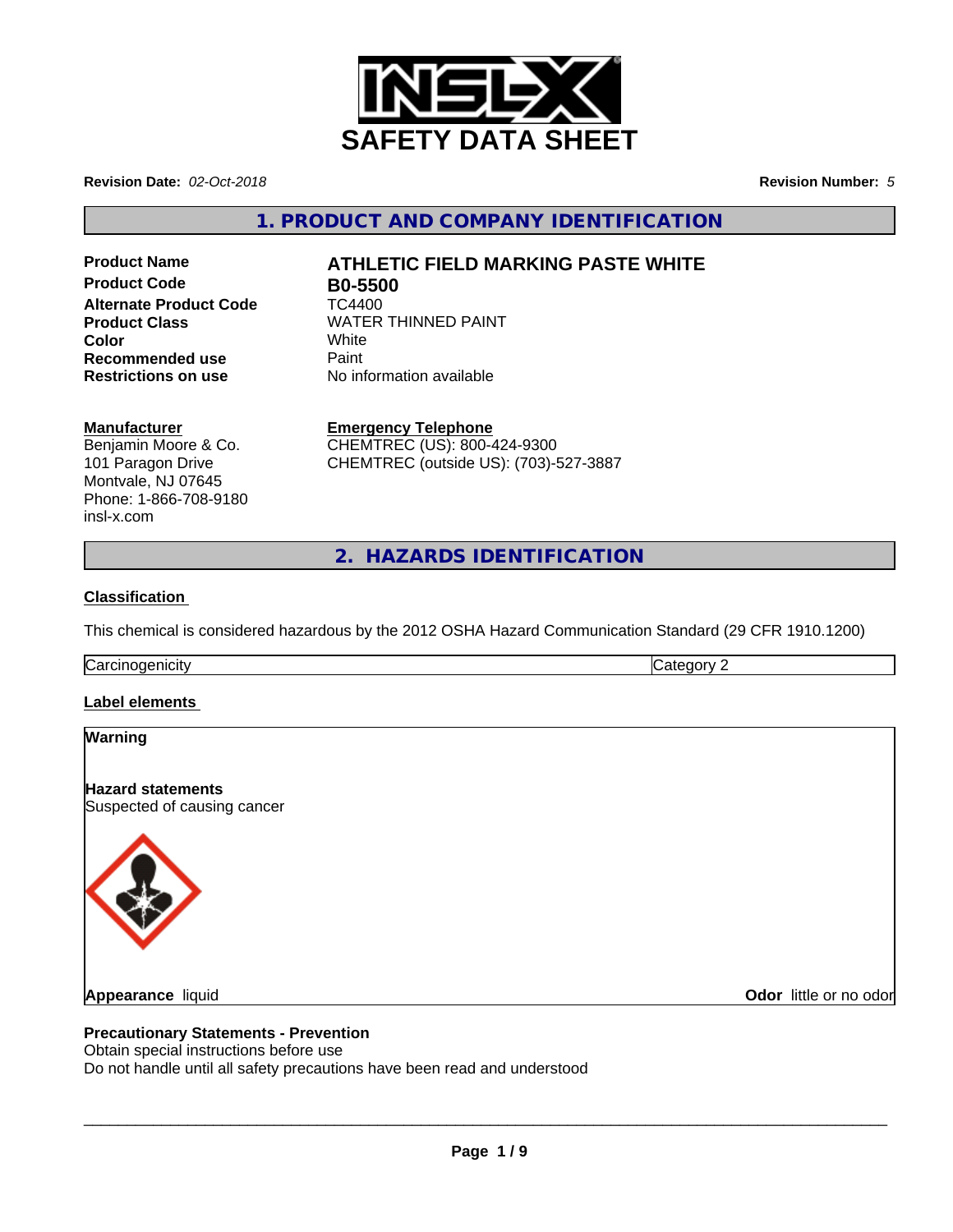# SAFETY DATA SHEET

**Revision Date:** *02-Oct-2018*

**Revision Number:** *5*

## 1. PRODUCT AND COMPANY IDENTIFICATION

| | |
|---|---|
| **Product Name** | **ATHLETIC FIELD MARKING PASTE WHITE** |
| **Product Code** | **B0-5500** |
| **Alternate Product Code** | TC4400 |
| **Product Class** | WATER THINNED PAINT |
| **Color** | White |
| **Recommended use** | Paint |
| **Restrictions on use** | No information available |

**Manufacturer**
Benjamin Moore & Co.
101 Paragon Drive
Montvale, NJ 07645
Phone: 1-866-708-9180
insl-x.com

**Emergency Telephone**
CHEMTREC (US): 800-424-9300
CHEMTREC (outside US): (703)-527-3887

## 2. HAZARDS IDENTIFICATION

**Classification**

This chemical is considered hazardous by the 2012 OSHA Hazard Communication Standard (29 CFR 1910.1200)

| | |
|---|---|
| Carcinogenicity | Category 2 |

**Label elements**

**Warning**

**Hazard statements**
Suspected of causing cancer

**Appearance** liquid

**Odor** little or no odor

**Precautionary Statements - Prevention**
Obtain special instructions before use
Do not handle until all safety precautions have been read and understood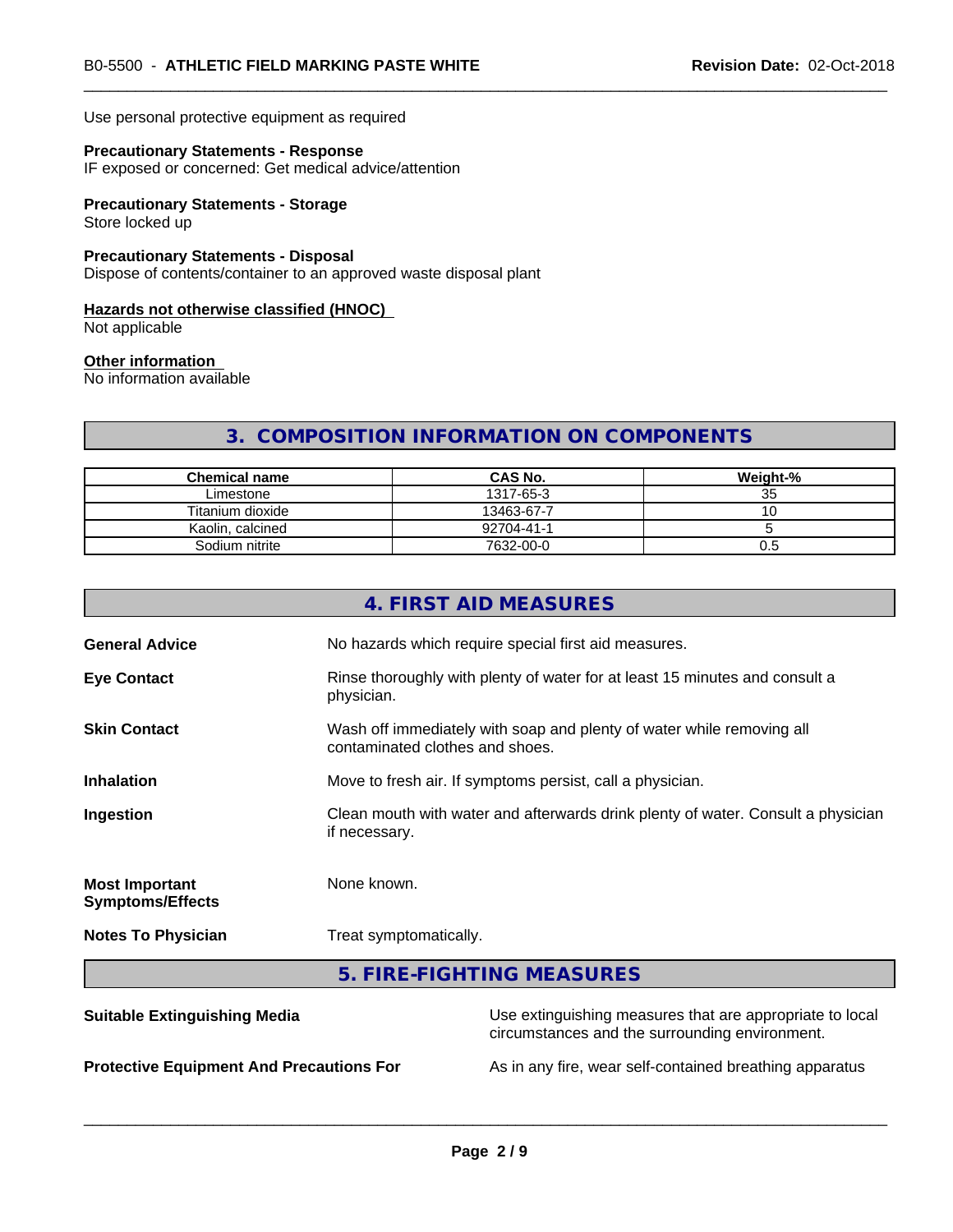Use personal protective equipment as required

**Precautionary Statements - Response**
IF exposed or concerned: Get medical advice/attention

**Precautionary Statements - Storage**
Store locked up

**Precautionary Statements - Disposal**
Dispose of contents/container to an approved waste disposal plant

**Hazards not otherwise classified (HNOC)**
Not applicable

**Other information**
No information available

## 3. COMPOSITION INFORMATION ON COMPONENTS

| Chemical name | CAS No. | Weight-% |
|---|---|---|
| Limestone | 1317-65-3 | 35 |
| Titanium dioxide | 13463-67-7 | 10 |
| Kaolin, calcined | 92704-41-1 | 5 |
| Sodium nitrite | 7632-00-0 | 0.5 |

## 4. FIRST AID MEASURES

**General Advice** No hazards which require special first aid measures.

**Eye Contact** Rinse thoroughly with plenty of water for at least 15 minutes and consult a physician.

**Skin Contact** Wash off immediately with soap and plenty of water while removing all contaminated clothes and shoes.

**Inhalation** Move to fresh air. If symptoms persist, call a physician.

**Ingestion** Clean mouth with water and afterwards drink plenty of water. Consult a physician if necessary.

**Most Important Symptoms/Effects** None known.

**Notes To Physician** Treat symptomatically.

## 5. FIRE-FIGHTING MEASURES

**Suitable Extinguishing Media** Use extinguishing measures that are appropriate to local circumstances and the surrounding environment.

**Protective Equipment And Precautions For** As in any fire, wear self-contained breathing apparatus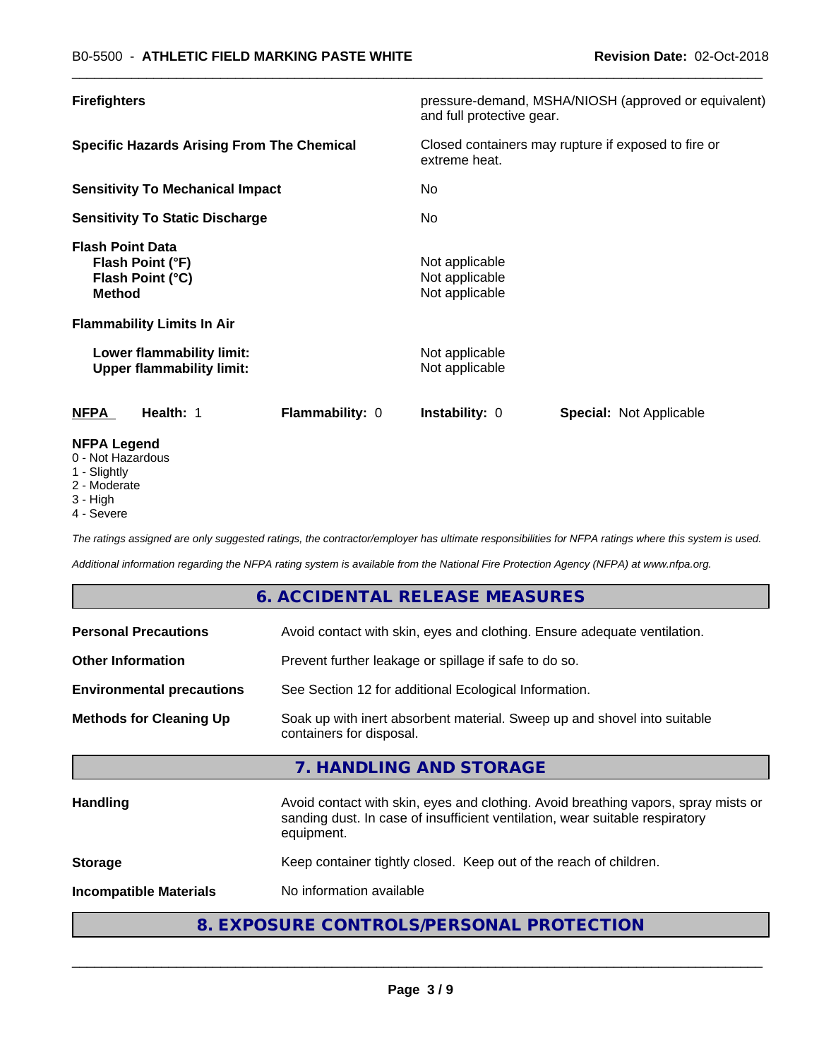| | |
|---|---|
| **Firefighters** | pressure-demand, MSHA/NIOSH (approved or equivalent) and full protective gear. |
| **Specific Hazards Arising From The Chemical** | Closed containers may rupture if exposed to fire or extreme heat. |
| **Sensitivity To Mechanical Impact** | No |
| **Sensitivity To Static Discharge** | No |

**Flash Point Data**

| | |
|---|---|
| **Flash Point (°F)** | Not applicable |
| **Flash Point (°C)** | Not applicable |
| **Method** | Not applicable |

**Flammability Limits In Air**

| | |
|---|---|
| **Lower flammability limit:** | Not applicable |
| **Upper flammability limit:** | Not applicable |

| **NFPA** | **Health:** 1 | **Flammability:** 0 | **Instability:** 0 | **Special:** Not Applicable |
|---|---|---|---|---|

**NFPA Legend**

- 0 - Not Hazardous
- 1 - Slightly
- 2 - Moderate
- 3 - High
- 4 - Severe

*The ratings assigned are only suggested ratings, the contractor/employer has ultimate responsibilities for NFPA ratings where this system is used.*

*Additional information regarding the NFPA rating system is available from the National Fire Protection Agency (NFPA) at www.nfpa.org.*

## 6. ACCIDENTAL RELEASE MEASURES

| | |
|---|---|
| **Personal Precautions** | Avoid contact with skin, eyes and clothing. Ensure adequate ventilation. |
| **Other Information** | Prevent further leakage or spillage if safe to do so. |
| **Environmental precautions** | See Section 12 for additional Ecological Information. |
| **Methods for Cleaning Up** | Soak up with inert absorbent material. Sweep up and shovel into suitable containers for disposal. |

## 7. HANDLING AND STORAGE

| | |
|---|---|
| **Handling** | Avoid contact with skin, eyes and clothing. Avoid breathing vapors, spray mists or sanding dust. In case of insufficient ventilation, wear suitable respiratory equipment. |
| **Storage** | Keep container tightly closed. Keep out of the reach of children. |
| **Incompatible Materials** | No information available |

## 8. EXPOSURE CONTROLS/PERSONAL PROTECTION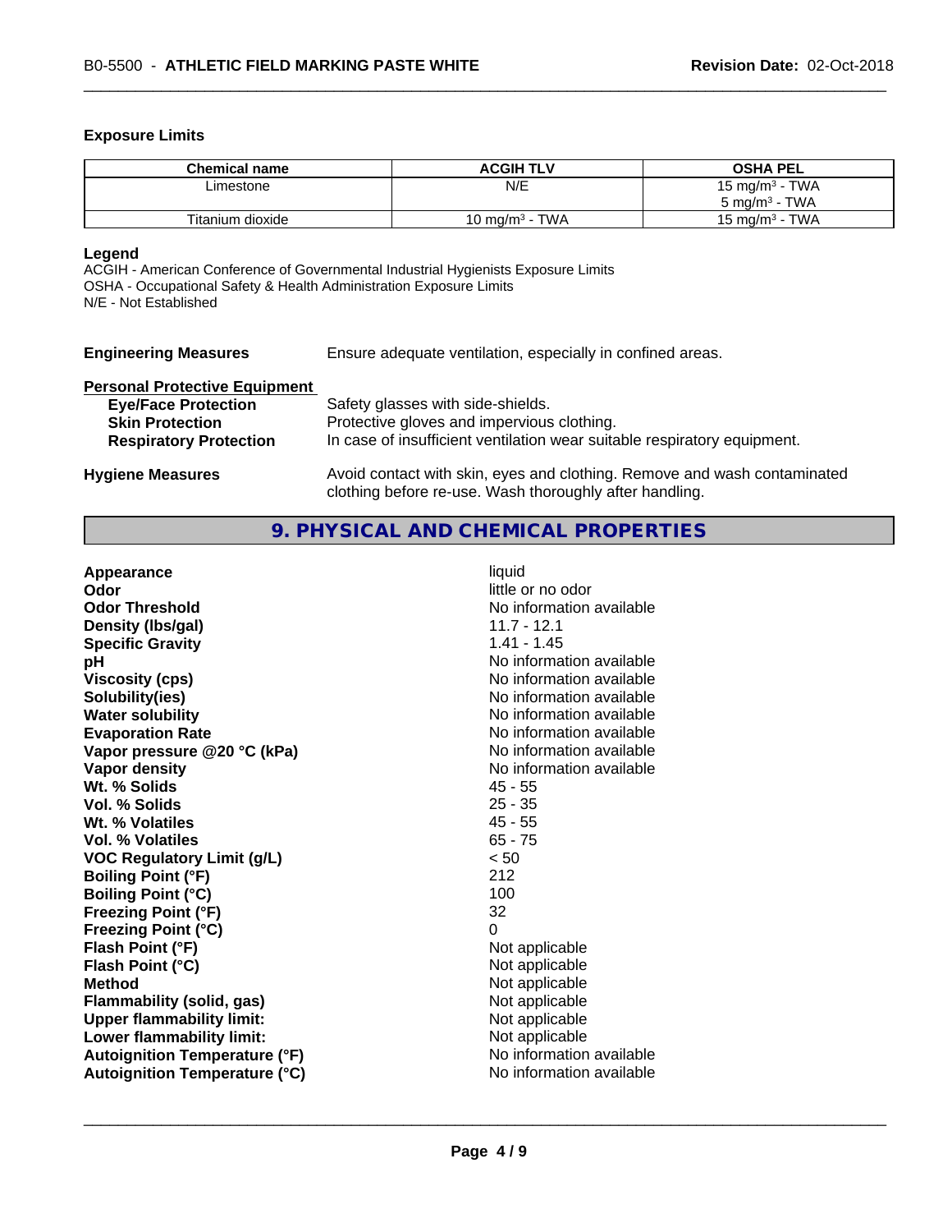### Exposure Limits

| Chemical name | ACGIH TLV | OSHA PEL |
|---|---|---|
| Limestone | N/E | 15 mg/m$^3$ - TWA<br>5 mg/m$^3$ - TWA |
| Titanium dioxide | 10 mg/m$^3$ - TWA | 15 mg/m$^3$ - TWA |

**Legend**
ACGIH - American Conference of Governmental Industrial Hygienists Exposure Limits
OSHA - Occupational Safety & Health Administration Exposure Limits
N/E - Not Established

**Engineering Measures** Ensure adequate ventilation, especially in confined areas.

**Personal Protective Equipment**

**Eye/Face Protection** Safety glasses with side-shields.
**Skin Protection** Protective gloves and impervious clothing.
**Respiratory Protection** In case of insufficient ventilation wear suitable respiratory equipment.

**Hygiene Measures** Avoid contact with skin, eyes and clothing. Remove and wash contaminated clothing before re-use. Wash thoroughly after handling.

## 9. PHYSICAL AND CHEMICAL PROPERTIES

| | |
|---|---|
| **Appearance** | liquid |
| **Odor** | little or no odor |
| **Odor Threshold** | No information available |
| **Density (lbs/gal)** | 11.7 - 12.1 |
| **Specific Gravity** | 1.41 - 1.45 |
| **pH** | No information available |
| **Viscosity (cps)** | No information available |
| **Solubility(ies)** | No information available |
| **Water solubility** | No information available |
| **Evaporation Rate** | No information available |
| **Vapor pressure @20 °C (kPa)** | No information available |
| **Vapor density** | No information available |
| **Wt. % Solids** | 45 - 55 |
| **Vol. % Solids** | 25 - 35 |
| **Wt. % Volatiles** | 45 - 55 |
| **Vol. % Volatiles** | 65 - 75 |
| **VOC Regulatory Limit (g/L)** | < 50 |
| **Boiling Point (°F)** | 212 |
| **Boiling Point (°C)** | 100 |
| **Freezing Point (°F)** | 32 |
| **Freezing Point (°C)** | 0 |
| **Flash Point (°F)** | Not applicable |
| **Flash Point (°C)** | Not applicable |
| **Method** | Not applicable |
| **Flammability (solid, gas)** | Not applicable |
| **Upper flammability limit:** | Not applicable |
| **Lower flammability limit:** | Not applicable |
| **Autoignition Temperature (°F)** | No information available |
| **Autoignition Temperature (°C)** | No information available |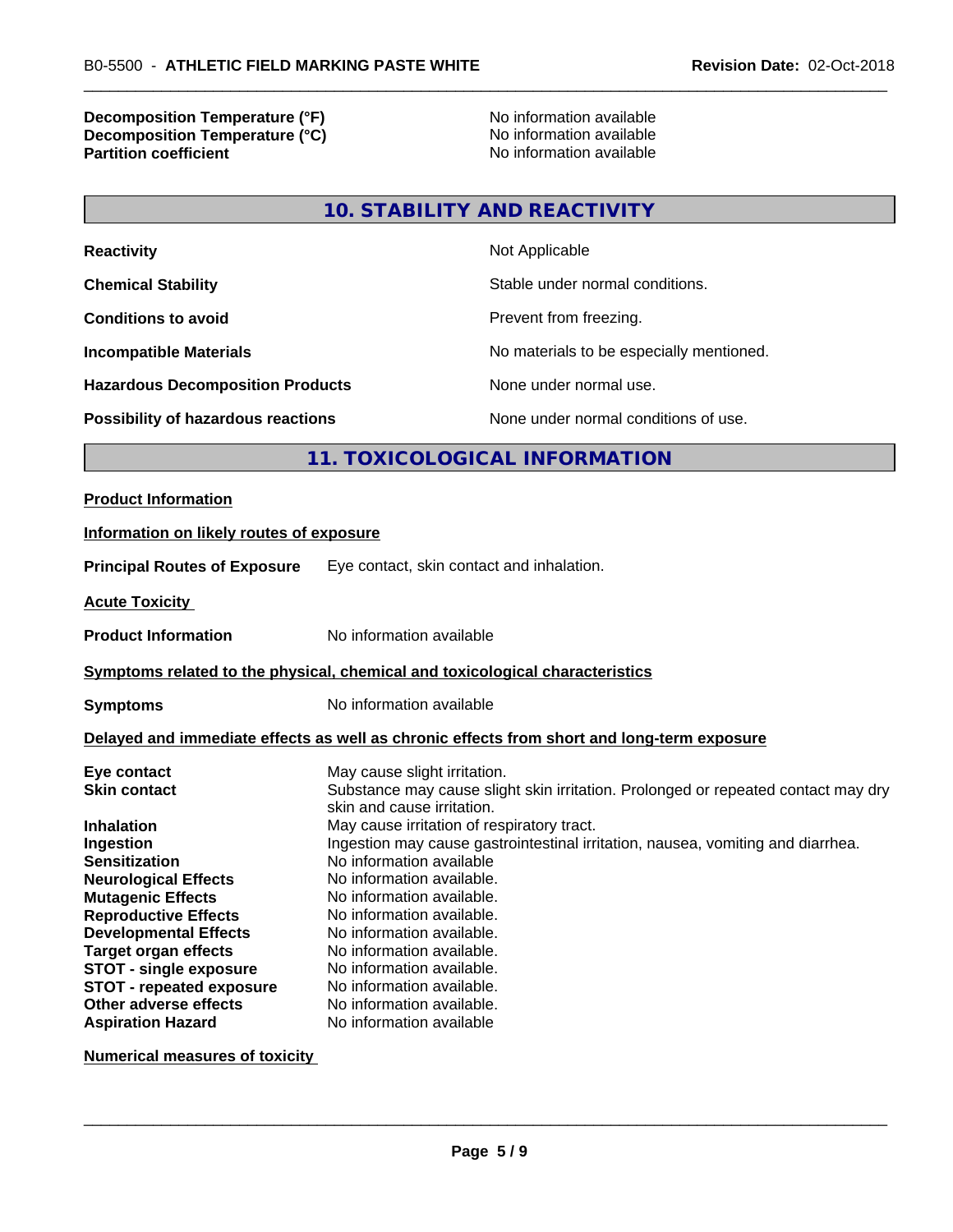| | |
|---|---|
| **Decomposition Temperature (°F)** | No information available |
| **Decomposition Temperature (°C)** | No information available |
| **Partition coefficient** | No information available |

## 10. STABILITY AND REACTIVITY

| | |
|---|---|
| **Reactivity** | Not Applicable |
| **Chemical Stability** | Stable under normal conditions. |
| **Conditions to avoid** | Prevent from freezing. |
| **Incompatible Materials** | No materials to be especially mentioned. |
| **Hazardous Decomposition Products** | None under normal use. |
| **Possibility of hazardous reactions** | None under normal conditions of use. |

## 11. TOXICOLOGICAL INFORMATION

**Product Information**

**Information on likely routes of exposure**

**Principal Routes of Exposure** Eye contact, skin contact and inhalation.

**Acute Toxicity**

**Product Information** No information available

**Symptoms related to the physical, chemical and toxicological characteristics**

**Symptoms** No information available

**Delayed and immediate effects as well as chronic effects from short and long-term exposure**

| | |
|---|---|
| **Eye contact** | May cause slight irritation. |
| **Skin contact** | Substance may cause slight skin irritation. Prolonged or repeated contact may dry skin and cause irritation. |
| **Inhalation** | May cause irritation of respiratory tract. |
| **Ingestion** | Ingestion may cause gastrointestinal irritation, nausea, vomiting and diarrhea. |
| **Sensitization** | No information available |
| **Neurological Effects** | No information available. |
| **Mutagenic Effects** | No information available. |
| **Reproductive Effects** | No information available. |
| **Developmental Effects** | No information available. |
| **Target organ effects** | No information available. |
| **STOT - single exposure** | No information available. |
| **STOT - repeated exposure** | No information available. |
| **Other adverse effects** | No information available. |
| **Aspiration Hazard** | No information available |

**Numerical measures of toxicity**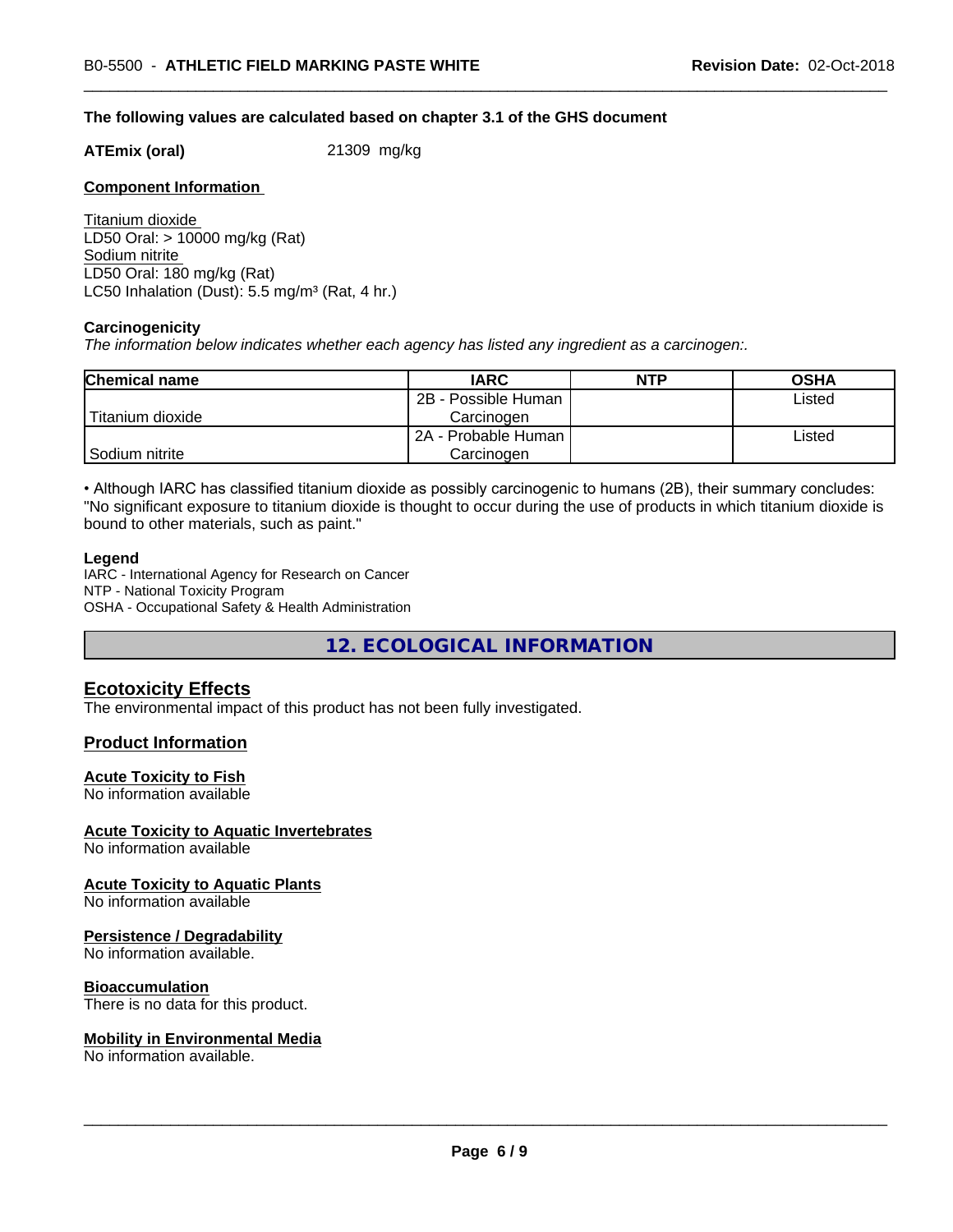**The following values are calculated based on chapter 3.1 of the GHS document**

**ATEmix (oral)** 21309 mg/kg

**Component Information**

Titanium dioxide
LD50 Oral: > 10000 mg/kg (Rat)
Sodium nitrite
LD50 Oral: 180 mg/kg (Rat)
LC50 Inhalation (Dust): 5.5 mg/m³ (Rat, 4 hr.)

**Carcinogenicity**

*The information below indicates whether each agency has listed any ingredient as a carcinogen:.*

| Chemical name | IARC | NTP | OSHA |
|---|---|---|---|
| Titanium dioxide | 2B - Possible Human Carcinogen | | Listed |
| Sodium nitrite | 2A - Probable Human Carcinogen | | Listed |

• Although IARC has classified titanium dioxide as possibly carcinogenic to humans (2B), their summary concludes: "No significant exposure to titanium dioxide is thought to occur during the use of products in which titanium dioxide is bound to other materials, such as paint."

**Legend**

IARC - International Agency for Research on Cancer
NTP - National Toxicity Program
OSHA - Occupational Safety & Health Administration

## 12. ECOLOGICAL INFORMATION

### Ecotoxicity Effects

The environmental impact of this product has not been fully investigated.

### Product Information

**Acute Toxicity to Fish**
No information available

**Acute Toxicity to Aquatic Invertebrates**
No information available

**Acute Toxicity to Aquatic Plants**
No information available

**Persistence / Degradability**
No information available.

**Bioaccumulation**
There is no data for this product.

**Mobility in Environmental Media**
No information available.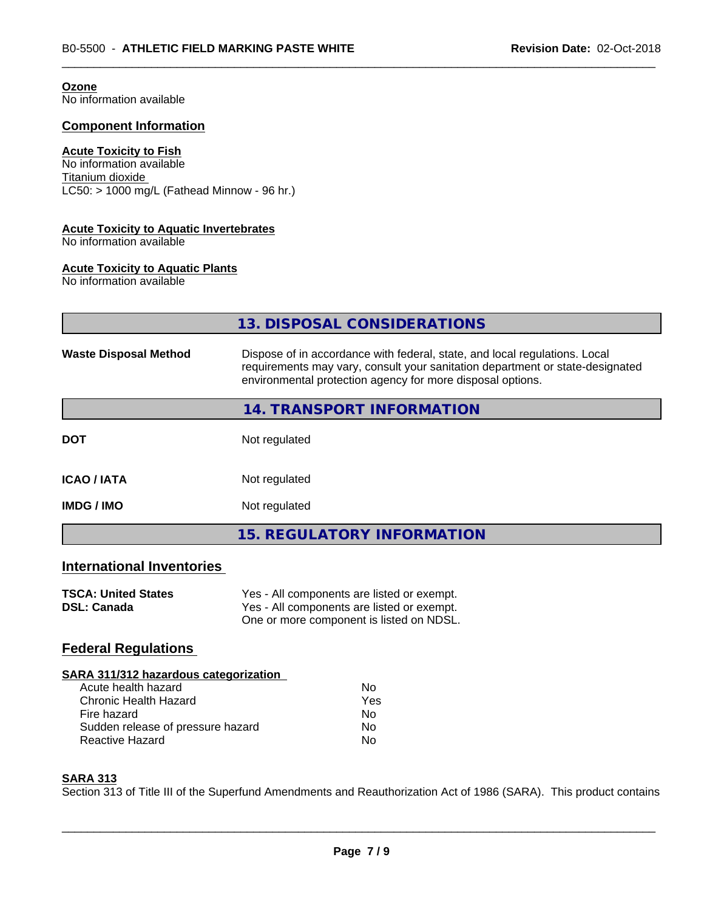**Ozone**
No information available

## Component Information

**Acute Toxicity to Fish**
No information available
Titanium dioxide
LC50: > 1000 mg/L (Fathead Minnow - 96 hr.)

**Acute Toxicity to Aquatic Invertebrates**
No information available

**Acute Toxicity to Aquatic Plants**
No information available

## 13. DISPOSAL CONSIDERATIONS

| | |
|---|---|
| **Waste Disposal Method** | Dispose of in accordance with federal, state, and local regulations. Local requirements may vary, consult your sanitation department or state-designated environmental protection agency for more disposal options. |

## 14. TRANSPORT INFORMATION

| | |
|---|---|
| **DOT** | Not regulated |
| **ICAO / IATA** | Not regulated |
| **IMDG / IMO** | Not regulated |

## 15. REGULATORY INFORMATION

### International Inventories

| | |
|---|---|
| **TSCA: United States** | Yes - All components are listed or exempt. |
| **DSL: Canada** | Yes - All components are listed or exempt. One or more component is listed on NDSL. |

### Federal Regulations

**SARA 311/312 hazardous categorization**

| | |
|---|---|
| Acute health hazard | No |
| Chronic Health Hazard | Yes |
| Fire hazard | No |
| Sudden release of pressure hazard | No |
| Reactive Hazard | No |

**SARA 313**
Section 313 of Title III of the Superfund Amendments and Reauthorization Act of 1986 (SARA). This product contains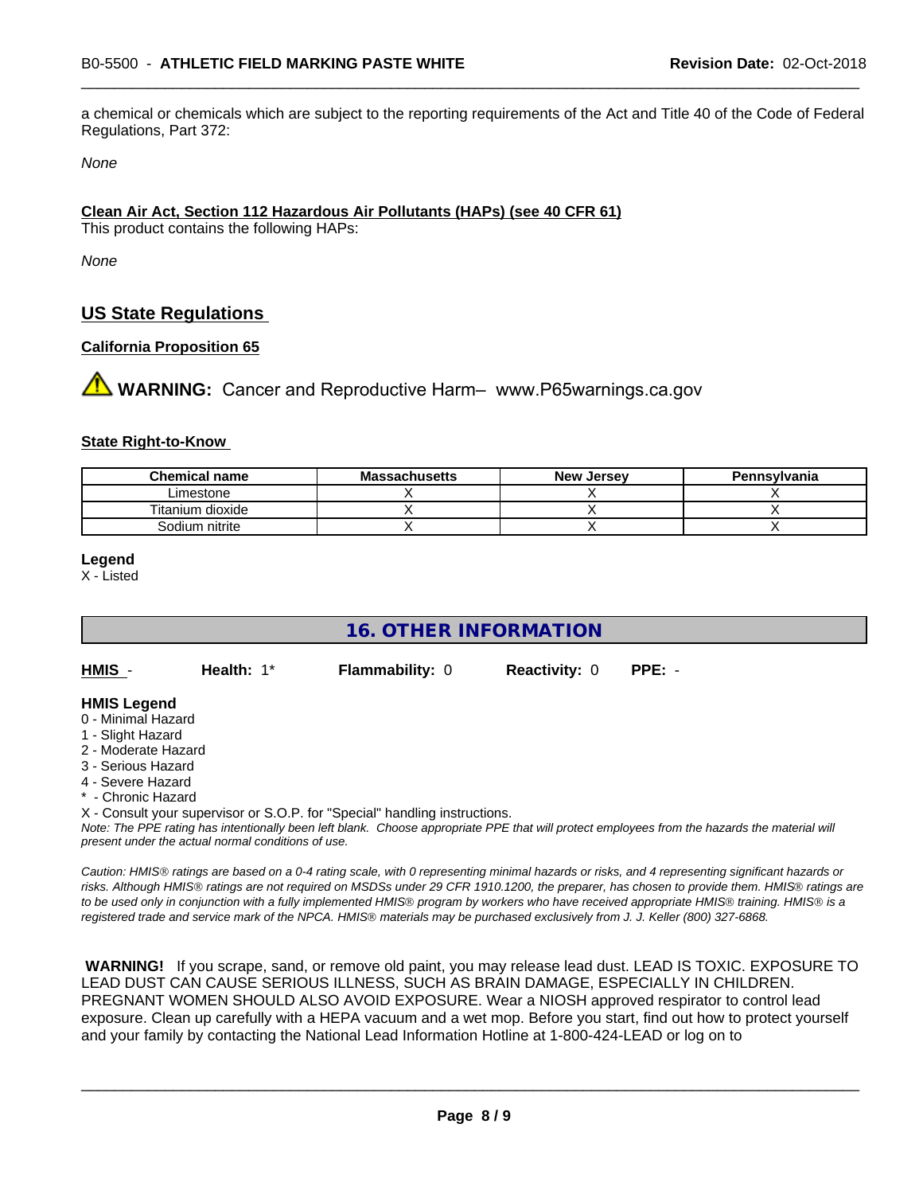a chemical or chemicals which are subject to the reporting requirements of the Act and Title 40 of the Code of Federal Regulations, Part 372:

*None*

**Clean Air Act, Section 112 Hazardous Air Pollutants (HAPs) (see 40 CFR 61)**

This product contains the following HAPs:

*None*

## US State Regulations

**California Proposition 65**

⚠ **WARNING:** Cancer and Reproductive Harm– www.P65warnings.ca.gov

**State Right-to-Know**

| Chemical name | Massachusetts | New Jersey | Pennsylvania |
|---|---|---|---|
| Limestone | X | X | X |
| Titanium dioxide | X | X | X |
| Sodium nitrite | X | X | X |

**Legend**

X - Listed

## 16. OTHER INFORMATION

**HMIS** - **Health:** 1* **Flammability:** 0 **Reactivity:** 0 **PPE:** -

**HMIS Legend**

0 - Minimal Hazard
1 - Slight Hazard
2 - Moderate Hazard
3 - Serious Hazard
4 - Severe Hazard
* - Chronic Hazard
X - Consult your supervisor or S.O.P. for "Special" handling instructions.

*Note: The PPE rating has intentionally been left blank. Choose appropriate PPE that will protect employees from the hazards the material will present under the actual normal conditions of use.*

*Caution: HMIS® ratings are based on a 0-4 rating scale, with 0 representing minimal hazards or risks, and 4 representing significant hazards or risks. Although HMIS® ratings are not required on MSDSs under 29 CFR 1910.1200, the preparer, has chosen to provide them. HMIS® ratings are to be used only in conjunction with a fully implemented HMIS® program by workers who have received appropriate HMIS® training. HMIS® is a registered trade and service mark of the NPCA. HMIS® materials may be purchased exclusively from J. J. Keller (800) 327-6868.*

**WARNING!** If you scrape, sand, or remove old paint, you may release lead dust. LEAD IS TOXIC. EXPOSURE TO LEAD DUST CAN CAUSE SERIOUS ILLNESS, SUCH AS BRAIN DAMAGE, ESPECIALLY IN CHILDREN. PREGNANT WOMEN SHOULD ALSO AVOID EXPOSURE. Wear a NIOSH approved respirator to control lead exposure. Clean up carefully with a HEPA vacuum and a wet mop. Before you start, find out how to protect yourself and your family by contacting the National Lead Information Hotline at 1-800-424-LEAD or log on to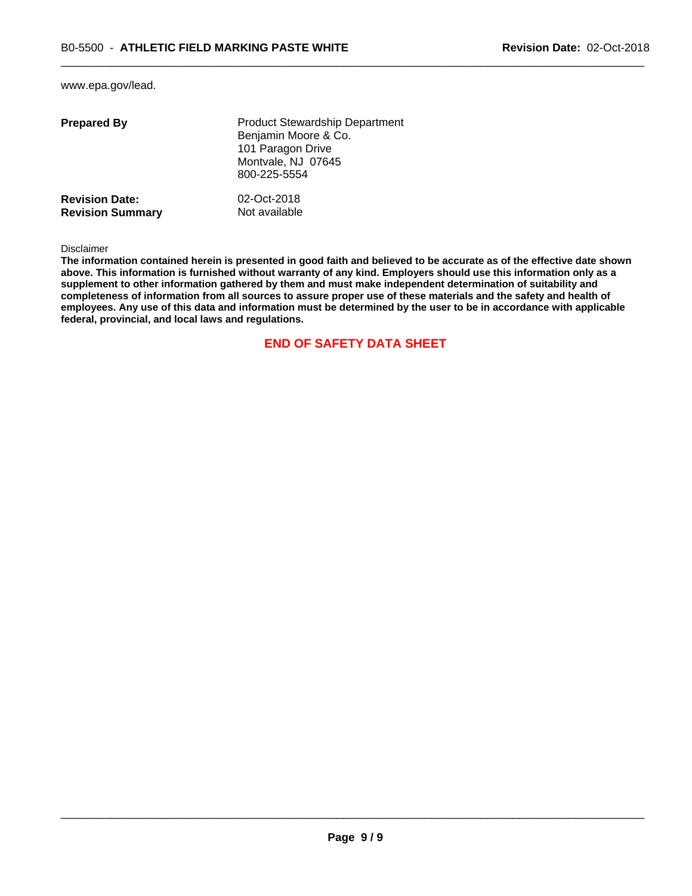www.epa.gov/lead.

| | |
|---|---|
| **Prepared By** | Product Stewardship Department<br>Benjamin Moore & Co.<br>101 Paragon Drive<br>Montvale, NJ 07645<br>800-225-5554 |
| **Revision Date:** | 02-Oct-2018 |
| **Revision Summary** | Not available |

Disclaimer

**The information contained herein is presented in good faith and believed to be accurate as of the effective date shown above. This information is furnished without warranty of any kind. Employers should use this information only as a supplement to other information gathered by them and must make independent determination of suitability and completeness of information from all sources to assure proper use of these materials and the safety and health of employees. Any use of this data and information must be determined by the user to be in accordance with applicable federal, provincial, and local laws and regulations.**

**END OF SAFETY DATA SHEET**